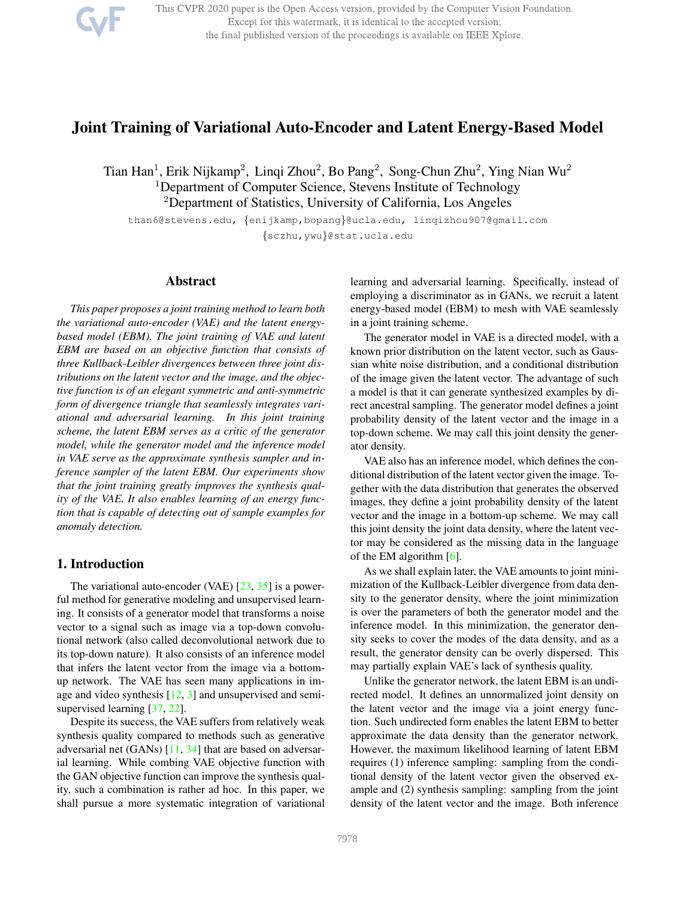# Joint Training of Variational Auto-Encoder and Latent Energy-Based Model

Tian Han[1], Erik Nijkamp[2], Linqi Zhou[2], Bo Pang[2], Song-Chun Zhu[2], Ying Nian Wu[2]

[1]Department of Computer Science, Stevens Institute of Technology

[2]Department of Statistics, University of California, Los Angeles

than6@stevens.edu, {enijkamp,bopang}@ucla.edu, linqizhou907@gmail.com

{sczhu,ywu}@stat.ucla.edu

## Abstract

*This paper proposes a joint training method to learn both the variational auto-encoder (VAE) and the latent energy-based model (EBM). The joint training of VAE and latent EBM are based on an objective function that consists of three Kullback-Leibler divergences between three joint distributions on the latent vector and the image, and the objective function is of an elegant symmetric and anti-symmetric form of divergence triangle that seamlessly integrates variational and adversarial learning. In this joint training scheme, the latent EBM serves as a critic of the generator model, while the generator model and the inference model in VAE serve as the approximate synthesis sampler and inference sampler of the latent EBM. Our experiments show that the joint training greatly improves the synthesis quality of the VAE. It also enables learning of an energy function that is capable of detecting out of sample examples for anomaly detection.*

## 1. Introduction

The variational auto-encoder (VAE) [23, 35] is a powerful method for generative modeling and unsupervised learning. It consists of a generator model that transforms a noise vector to a signal such as image via a top-down convolutional network (also called deconvolutional network due to its top-down nature). It also consists of an inference model that infers the latent vector from the image via a bottom-up network. The VAE has seen many applications in image and video synthesis [12, 3] and unsupervised and semi-supervised learning [37, 22].

Despite its success, the VAE suffers from relatively weak synthesis quality compared to methods such as generative adversarial net (GANs) [11, 34] that are based on adversarial learning. While combing VAE objective function with the GAN objective function can improve the synthesis quality, such a combination is rather ad hoc. In this paper, we shall pursue a more systematic integration of variational learning and adversarial learning. Specifically, instead of employing a discriminator as in GANs, we recruit a latent energy-based model (EBM) to mesh with VAE seamlessly in a joint training scheme.

The generator model in VAE is a directed model, with a known prior distribution on the latent vector, such as Gaussian white noise distribution, and a conditional distribution of the image given the latent vector. The advantage of such a model is that it can generate synthesized examples by direct ancestral sampling. The generator model defines a joint probability density of the latent vector and the image in a top-down scheme. We may call this joint density the generator density.

VAE also has an inference model, which defines the conditional distribution of the latent vector given the image. Together with the data distribution that generates the observed images, they define a joint probability density of the latent vector and the image in a bottom-up scheme. We may call this joint density the joint data density, where the latent vector may be considered as the missing data in the language of the EM algorithm [6].

As we shall explain later, the VAE amounts to joint minimization of the Kullback-Leibler divergence from data density to the generator density, where the joint minimization is over the parameters of both the generator model and the inference model. In this minimization, the generator density seeks to cover the modes of the data density, and as a result, the generator density can be overly dispersed. This may partially explain VAE's lack of synthesis quality.

Unlike the generator network, the latent EBM is an undirected model. It defines an unnormalized joint density on the latent vector and the image via a joint energy function. Such undirected form enables the latent EBM to better approximate the data density than the generator network. However, the maximum likelihood learning of latent EBM requires (1) inference sampling: sampling from the conditional density of the latent vector given the observed example and (2) synthesis sampling: sampling from the joint density of the latent vector and the image. Both inference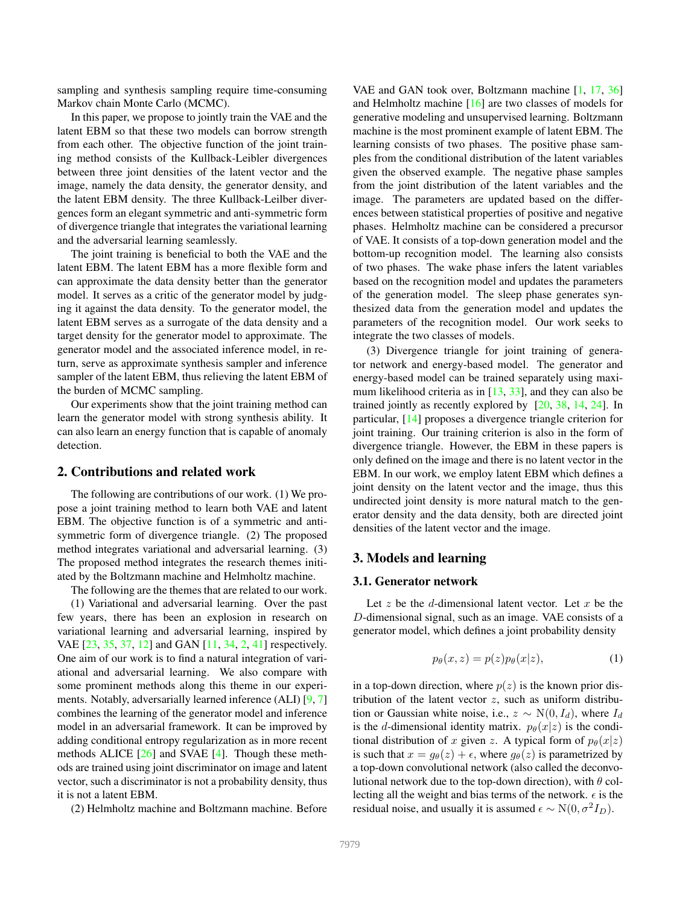sampling and synthesis sampling require time-consuming Markov chain Monte Carlo (MCMC).

In this paper, we propose to jointly train the VAE and the latent EBM so that these two models can borrow strength from each other. The objective function of the joint training method consists of the Kullback-Leibler divergences between three joint densities of the latent vector and the image, namely the data density, the generator density, and the latent EBM density. The three Kullback-Leilber divergences form an elegant symmetric and anti-symmetric form of divergence triangle that integrates the variational learning and the adversarial learning seamlessly.

The joint training is beneficial to both the VAE and the latent EBM. The latent EBM has a more flexible form and can approximate the data density better than the generator model. It serves as a critic of the generator model by judging it against the data density. To the generator model, the latent EBM serves as a surrogate of the data density and a target density for the generator model to approximate. The generator model and the associated inference model, in return, serve as approximate synthesis sampler and inference sampler of the latent EBM, thus relieving the latent EBM of the burden of MCMC sampling.

Our experiments show that the joint training method can learn the generator model with strong synthesis ability. It can also learn an energy function that is capable of anomaly detection.

## 2. Contributions and related work

The following are contributions of our work. (1) We propose a joint training method to learn both VAE and latent EBM. The objective function is of a symmetric and anti-symmetric form of divergence triangle. (2) The proposed method integrates variational and adversarial learning. (3) The proposed method integrates the research themes initiated by the Boltzmann machine and Helmholtz machine.

The following are the themes that are related to our work.

(1) Variational and adversarial learning. Over the past few years, there has been an explosion in research on variational learning and adversarial learning, inspired by VAE [23, 35, 37, 12] and GAN [11, 34, 2, 41] respectively. One aim of our work is to find a natural integration of variational and adversarial learning. We also compare with some prominent methods along this theme in our experiments. Notably, adversarially learned inference (ALI) [9, 7] combines the learning of the generator model and inference model in an adversarial framework. It can be improved by adding conditional entropy regularization as in more recent methods ALICE [26] and SVAE [4]. Though these methods are trained using joint discriminator on image and latent vector, such a discriminator is not a probability density, thus it is not a latent EBM.

(2) Helmholtz machine and Boltzmann machine. Before VAE and GAN took over, Boltzmann machine [1, 17, 36] and Helmholtz machine [16] are two classes of models for generative modeling and unsupervised learning. Boltzmann machine is the most prominent example of latent EBM. The learning consists of two phases. The positive phase samples from the conditional distribution of the latent variables given the observed example. The negative phase samples from the joint distribution of the latent variables and the image. The parameters are updated based on the differences between statistical properties of positive and negative phases. Helmholtz machine can be considered a precursor of VAE. It consists of a top-down generation model and the bottom-up recognition model. The learning also consists of two phases. The wake phase infers the latent variables based on the recognition model and updates the parameters of the generation model. The sleep phase generates synthesized data from the generation model and updates the parameters of the recognition model. Our work seeks to integrate the two classes of models.

(3) Divergence triangle for joint training of generator network and energy-based model. The generator and energy-based model can be trained separately using maximum likelihood criteria as in [13, 33], and they can also be trained jointly as recently explored by [20, 38, 14, 24]. In particular, [14] proposes a divergence triangle criterion for joint training. Our training criterion is also in the form of divergence triangle. However, the EBM in these papers is only defined on the image and there is no latent vector in the EBM. In our work, we employ latent EBM which defines a joint density on the latent vector and the image, thus this undirected joint density is more natural match to the generator density and the data density, both are directed joint densities of the latent vector and the image.

## 3. Models and learning

### 3.1. Generator network

Let $z$ be the $d$-dimensional latent vector. Let $x$ be the $D$-dimensional signal, such as an image. VAE consists of a generator model, which defines a joint probability density

$$p_\theta(x, z) = p(z)p_\theta(x|z), \tag{1}$$

in a top-down direction, where $p(z)$ is the known prior distribution of the latent vector $z$, such as uniform distribution or Gaussian white noise, i.e., $z \sim \mathrm{N}(0, I_d)$, where $I_d$ is the $d$-dimensional identity matrix. $p_\theta(x|z)$ is the conditional distribution of $x$ given $z$. A typical form of $p_\theta(x|z)$ is such that $x = g_\theta(z) + \epsilon$, where $g_\theta(z)$ is parametrized by a top-down convolutional network (also called the deconvolutional network due to the top-down direction), with $\theta$ collecting all the weight and bias terms of the network. $\epsilon$ is the residual noise, and usually it is assumed $\epsilon \sim \mathrm{N}(0, \sigma^2 I_D)$.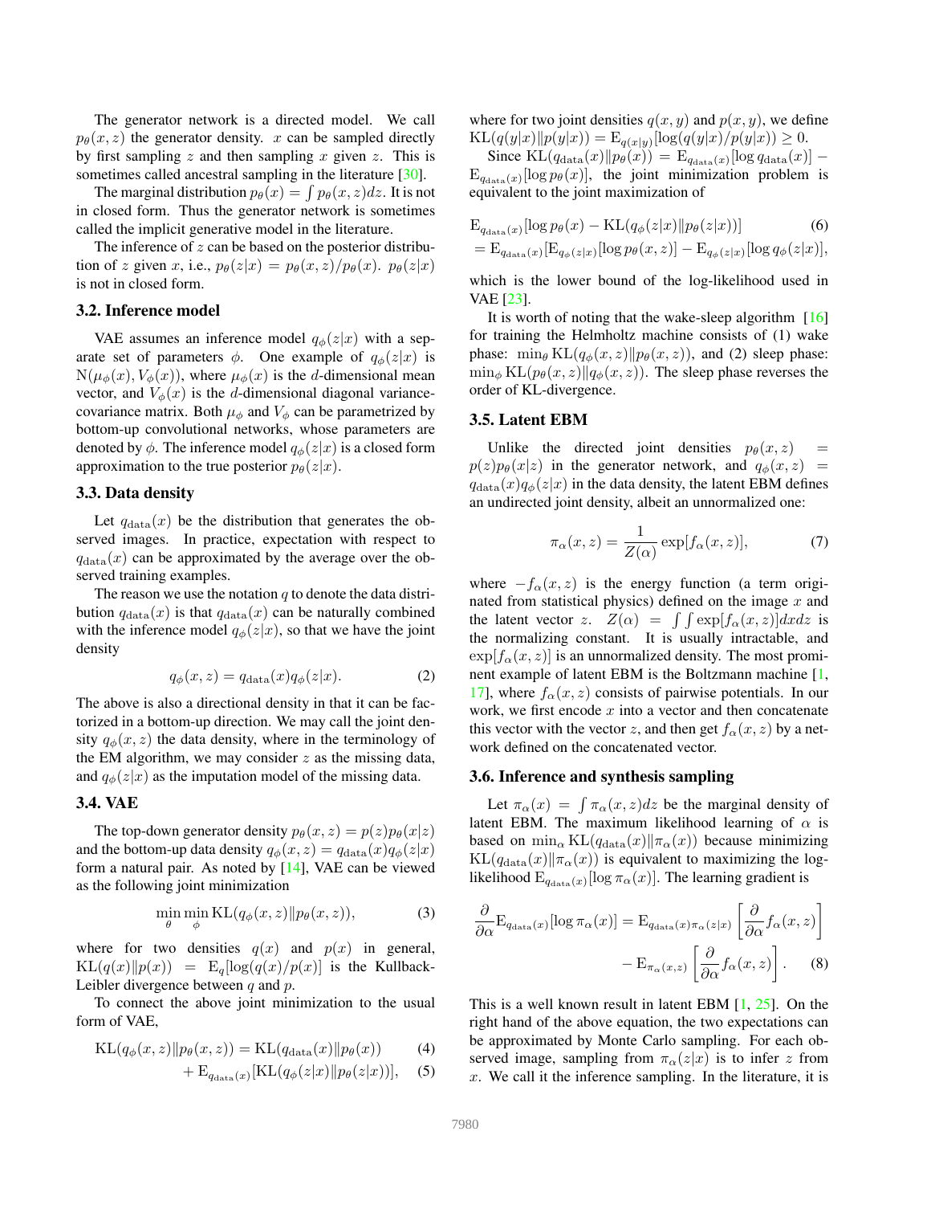The generator network is a directed model. We call $p_\theta(x, z)$ the generator density. $x$ can be sampled directly by first sampling $z$ and then sampling $x$ given $z$. This is sometimes called ancestral sampling in the literature [30].

The marginal distribution $p_\theta(x) = \int p_\theta(x, z)dz$. It is not in closed form. Thus the generator network is sometimes called the implicit generative model in the literature.

The inference of $z$ can be based on the posterior distribution of $z$ given $x$, i.e., $p_\theta(z|x) = p_\theta(x, z)/p_\theta(x)$. $p_\theta(z|x)$ is not in closed form.

### 3.2. Inference model

VAE assumes an inference model $q_\phi(z|x)$ with a separate set of parameters $\phi$. One example of $q_\phi(z|x)$ is $\mathrm{N}(\mu_\phi(x), V_\phi(x))$, where $\mu_\phi(x)$ is the $d$-dimensional mean vector, and $V_\phi(x)$ is the $d$-dimensional diagonal variance-covariance matrix. Both $\mu_\phi$ and $V_\phi$ can be parametrized by bottom-up convolutional networks, whose parameters are denoted by $\phi$. The inference model $q_\phi(z|x)$ is a closed form approximation to the true posterior $p_\theta(z|x)$.

### 3.3. Data density

Let $q_{\rm data}(x)$ be the distribution that generates the observed images. In practice, expectation with respect to $q_{\rm data}(x)$ can be approximated by the average over the observed training examples.

The reason we use the notation $q$ to denote the data distribution $q_{\rm data}(x)$ is that $q_{\rm data}(x)$ can be naturally combined with the inference model $q_\phi(z|x)$, so that we have the joint density

$$q_\phi(x, z) = q_{\rm data}(x)q_\phi(z|x). \tag{2}$$

The above is also a directional density in that it can be factorized in a bottom-up direction. We may call the joint density $q_\phi(x, z)$ the data density, where in the terminology of the EM algorithm, we may consider $z$ as the missing data, and $q_\phi(z|x)$ as the imputation model of the missing data.

### 3.4. VAE

The top-down generator density $p_\theta(x, z) = p(z)p_\theta(x|z)$ and the bottom-up data density $q_\phi(x, z) = q_{\rm data}(x)q_\phi(z|x)$ form a natural pair. As noted by [14], VAE can be viewed as the following joint minimization

$$\min_\theta \min_\phi \mathrm{KL}(q_\phi(x, z) \| p_\theta(x, z)), \tag{3}$$

where for two densities $q(x)$ and $p(x)$ in general, $\mathrm{KL}(q(x)\|p(x)) = \mathrm{E}_q[\log(q(x)/p(x)]$ is the Kullback-Leibler divergence between $q$ and $p$.

To connect the above joint minimization to the usual form of VAE,

$$\mathrm{KL}(q_\phi(x, z)\|p_\theta(x, z)) = \mathrm{KL}(q_{\rm data}(x)\|p_\theta(x)) \tag{4}$$

$$+ \mathrm{E}_{q_{\rm data}(x)}[\mathrm{KL}(q_\phi(z|x)\|p_\theta(z|x))], \tag{5}$$

where for two joint densities $q(x, y)$ and $p(x, y)$, we define $\mathrm{KL}(q(y|x)\|p(y|x)) = \mathrm{E}_{q(x|y)}[\log(q(y|x)/p(y|x)) \geq 0$.

Since $\mathrm{KL}(q_{\rm data}(x)\|p_\theta(x)) = \mathrm{E}_{q_{\rm data}(x)}[\log q_{\rm data}(x)] - \mathrm{E}_{q_{\rm data}(x)}[\log p_\theta(x)]$, the joint minimization problem is equivalent to the joint maximization of

$$\begin{aligned} &\mathrm{E}_{q_{\rm data}(x)}[\log p_\theta(x) - \mathrm{KL}(q_\phi(z|x)\|p_\theta(z|x))] \qquad (6)\\ &= \mathrm{E}_{q_{\rm data}(x)}[\mathrm{E}_{q_\phi(z|x)}[\log p_\theta(x, z)] - \mathrm{E}_{q_\phi(z|x)}[\log q_\phi(z|x)], \end{aligned}$$

which is the lower bound of the log-likelihood used in VAE [23].

It is worth of noting that the wake-sleep algorithm [16] for training the Helmholtz machine consists of (1) wake phase: $\min_\theta \mathrm{KL}(q_\phi(x, z)\|p_\theta(x, z))$, and (2) sleep phase: $\min_\phi \mathrm{KL}(p_\theta(x, z)\|q_\phi(x, z))$. The sleep phase reverses the order of KL-divergence.

### 3.5. Latent EBM

Unlike the directed joint densities $p_\theta(x, z) = p(z)p_\theta(x|z)$ in the generator network, and $q_\phi(x, z) = q_{\rm data}(x)q_\phi(z|x)$ in the data density, the latent EBM defines an undirected joint density, albeit an unnormalized one:

$$\pi_\alpha(x, z) = \frac{1}{Z(\alpha)} \exp[f_\alpha(x, z)], \tag{7}$$

where $-f_\alpha(x, z)$ is the energy function (a term originated from statistical physics) defined on the image $x$ and the latent vector $z$. $Z(\alpha) = \int\int \exp[f_\alpha(x, z)]dxdz$ is the normalizing constant. It is usually intractable, and $\exp[f_\alpha(x, z)]$ is an unnormalized density. The most prominent example of latent EBM is the Boltzmann machine [1, 17], where $f_\alpha(x, z)$ consists of pairwise potentials. In our work, we first encode $x$ into a vector and then concatenate this vector with the vector $z$, and then get $f_\alpha(x, z)$ by a network defined on the concatenated vector.

### 3.6. Inference and synthesis sampling

Let $\pi_\alpha(x) = \int \pi_\alpha(x, z)dz$ be the marginal density of latent EBM. The maximum likelihood learning of $\alpha$ is based on $\min_\alpha \mathrm{KL}(q_{\rm data}(x)\|\pi_\alpha(x))$ because minimizing $\mathrm{KL}(q_{\rm data}(x)\|\pi_\alpha(x))$ is equivalent to maximizing the log-likelihood $\mathrm{E}_{q_{\rm data}(x)}[\log \pi_\alpha(x)]$. The learning gradient is

$$\begin{aligned} \frac{\partial}{\partial \alpha}\mathrm{E}_{q_{\rm data}(x)}[\log \pi_\alpha(x)] = \mathrm{E}_{q_{\rm data}(x)\pi_\alpha(z|x)} \left[\frac{\partial}{\partial \alpha} f_\alpha(x, z)\right] \\ - \mathrm{E}_{\pi_\alpha(x,z)} \left[\frac{\partial}{\partial \alpha} f_\alpha(x, z)\right]. \qquad (8) \end{aligned}$$

This is a well known result in latent EBM [1, 25]. On the right hand of the above equation, the two expectations can be approximated by Monte Carlo sampling. For each observed image, sampling from $\pi_\alpha(z|x)$ is to infer $z$ from $x$. We call it the inference sampling. In the literature, it is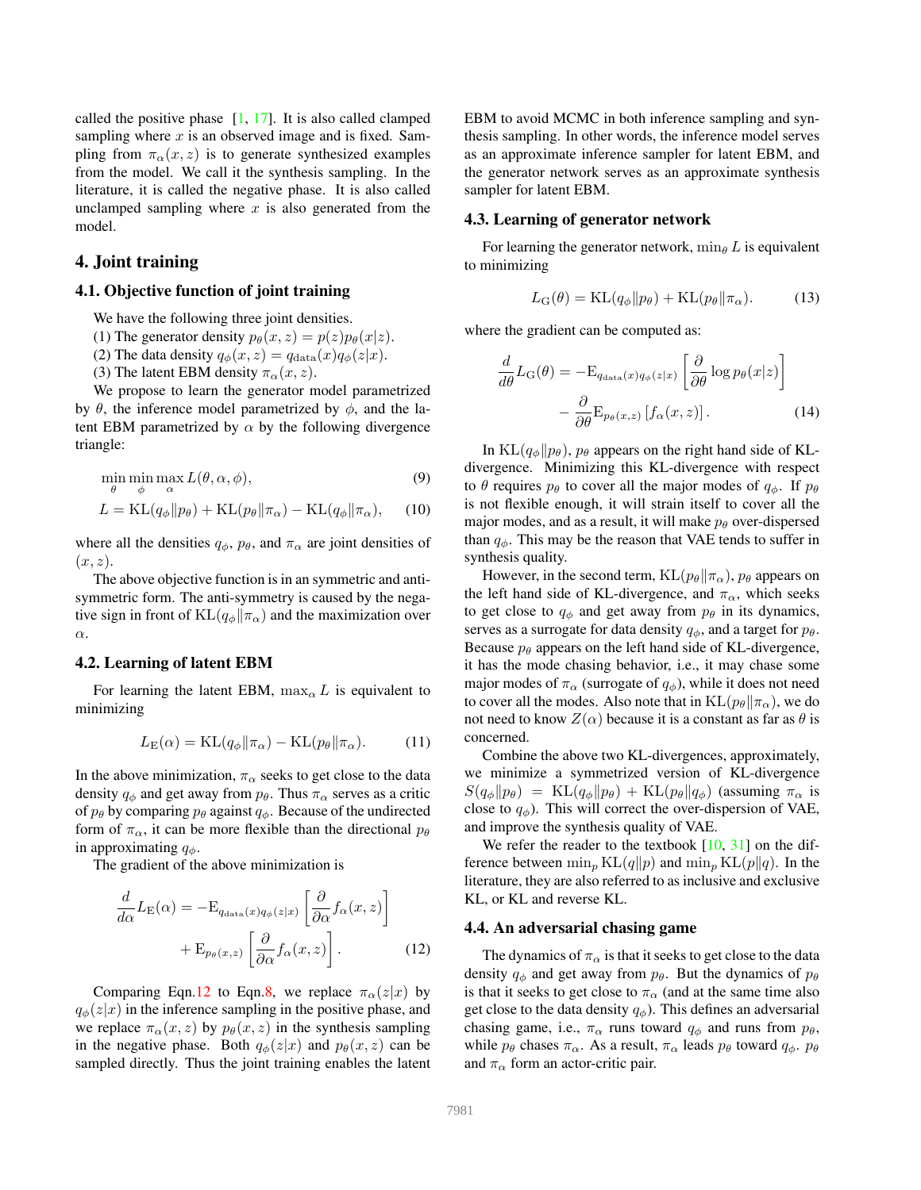called the positive phase [1, 17]. It is also called clamped sampling where $x$ is an observed image and is fixed. Sampling from $\pi_\alpha(x, z)$ is to generate synthesized examples from the model. We call it the synthesis sampling. In the literature, it is called the negative phase. It is also called unclamped sampling where $x$ is also generated from the model.

## 4. Joint training

### 4.1. Objective function of joint training

We have the following three joint densities.

(1) The generator density $p_\theta(x, z) = p(z)p_\theta(x|z)$.

(2) The data density $q_\phi(x, z) = q_{\rm data}(x)q_\phi(z|x)$.

(3) The latent EBM density $\pi_\alpha(x, z)$.

We propose to learn the generator model parametrized by $\theta$, the inference model parametrized by $\phi$, and the latent EBM parametrized by $\alpha$ by the following divergence triangle:

$$\min_\theta \min_\phi \max_\alpha L(\theta, \alpha, \phi), \tag{9}$$

$$L = {\rm KL}(q_\phi \| p_\theta) + {\rm KL}(p_\theta \| \pi_\alpha) - {\rm KL}(q_\phi \| \pi_\alpha), \tag{10}$$

where all the densities $q_\phi$, $p_\theta$, and $\pi_\alpha$ are joint densities of $(x, z)$.

The above objective function is in an symmetric and anti-symmetric form. The anti-symmetry is caused by the negative sign in front of ${\rm KL}(q_\phi \| \pi_\alpha)$ and the maximization over $\alpha$.

### 4.2. Learning of latent EBM

For learning the latent EBM, $\max_\alpha L$ is equivalent to minimizing

$$L_{\rm E}(\alpha) = {\rm KL}(q_\phi \| \pi_\alpha) - {\rm KL}(p_\theta \| \pi_\alpha). \tag{11}$$

In the above minimization, $\pi_\alpha$ seeks to get close to the data density $q_\phi$ and get away from $p_\theta$. Thus $\pi_\alpha$ serves as a critic of $p_\theta$ by comparing $p_\theta$ against $q_\phi$. Because of the undirected form of $\pi_\alpha$, it can be more flexible than the directional $p_\theta$ in approximating $q_\phi$.

The gradient of the above minimization is

$$\frac{d}{d\alpha} L_{\rm E}(\alpha) = -{\rm E}_{q_{\rm data}(x)q_\phi(z|x)}\left[\frac{\partial}{\partial \alpha} f_\alpha(x, z)\right] + {\rm E}_{p_\theta(x,z)}\left[\frac{\partial}{\partial \alpha} f_\alpha(x, z)\right]. \tag{12}$$

Comparing Eqn.12 to Eqn.8, we replace $\pi_\alpha(z|x)$ by $q_\phi(z|x)$ in the inference sampling in the positive phase, and we replace $\pi_\alpha(x, z)$ by $p_\theta(x, z)$ in the synthesis sampling in the negative phase. Both $q_\phi(z|x)$ and $p_\theta(x, z)$ can be sampled directly. Thus the joint training enables the latent EBM to avoid MCMC in both inference sampling and synthesis sampling. In other words, the inference model serves as an approximate inference sampler for latent EBM, and the generator network serves as an approximate synthesis sampler for latent EBM.

### 4.3. Learning of generator network

For learning the generator network, $\min_\theta L$ is equivalent to minimizing

$$L_{\rm G}(\theta) = {\rm KL}(q_\phi \| p_\theta) + {\rm KL}(p_\theta \| \pi_\alpha). \tag{13}$$

where the gradient can be computed as:

$$\frac{d}{d\theta} L_{\rm G}(\theta) = -{\rm E}_{q_{\rm data}(x)q_\phi(z|x)}\left[\frac{\partial}{\partial \theta} \log p_\theta(x|z)\right] - \frac{\partial}{\partial \theta} {\rm E}_{p_\theta(x,z)}\left[f_\alpha(x, z)\right]. \tag{14}$$

In ${\rm KL}(q_\phi \| p_\theta)$, $p_\theta$ appears on the right hand side of KL-divergence. Minimizing this KL-divergence with respect to $\theta$ requires $p_\theta$ to cover all the major modes of $q_\phi$. If $p_\theta$ is not flexible enough, it will strain itself to cover all the major modes, and as a result, it will make $p_\theta$ over-dispersed than $q_\phi$. This may be the reason that VAE tends to suffer in synthesis quality.

However, in the second term, ${\rm KL}(p_\theta \| \pi_\alpha)$, $p_\theta$ appears on the left hand side of KL-divergence, and $\pi_\alpha$, which seeks to get close to $q_\phi$ and get away from $p_\theta$ in its dynamics, serves as a surrogate for data density $q_\phi$, and a target for $p_\theta$. Because $p_\theta$ appears on the left hand side of KL-divergence, it has the mode chasing behavior, i.e., it may chase some major modes of $\pi_\alpha$ (surrogate of $q_\phi$), while it does not need to cover all the modes. Also note that in ${\rm KL}(p_\theta \| \pi_\alpha)$, we do not need to know $Z(\alpha)$ because it is a constant as far as $\theta$ is concerned.

Combine the above two KL-divergences, approximately, we minimize a symmetrized version of KL-divergence $S(q_\phi \| p_\theta) = {\rm KL}(q_\phi \| p_\theta) + {\rm KL}(p_\theta \| q_\phi)$ (assuming $\pi_\alpha$ is close to $q_\phi$). This will correct the over-dispersion of VAE, and improve the synthesis quality of VAE.

We refer the reader to the textbook [10, 31] on the difference between $\min_p {\rm KL}(q\|p)$ and $\min_p {\rm KL}(p\|q)$. In the literature, they are also referred to as inclusive and exclusive KL, or KL and reverse KL.

### 4.4. An adversarial chasing game

The dynamics of $\pi_\alpha$ is that it seeks to get close to the data density $q_\phi$ and get away from $p_\theta$. But the dynamics of $p_\theta$ is that it seeks to get close to $\pi_\alpha$ (and at the same time also get close to the data density $q_\phi$). This defines an adversarial chasing game, i.e., $\pi_\alpha$ runs toward $q_\phi$ and runs from $p_\theta$, while $p_\theta$ chases $\pi_\alpha$. As a result, $\pi_\alpha$ leads $p_\theta$ toward $q_\phi$. $p_\theta$ and $\pi_\alpha$ form an actor-critic pair.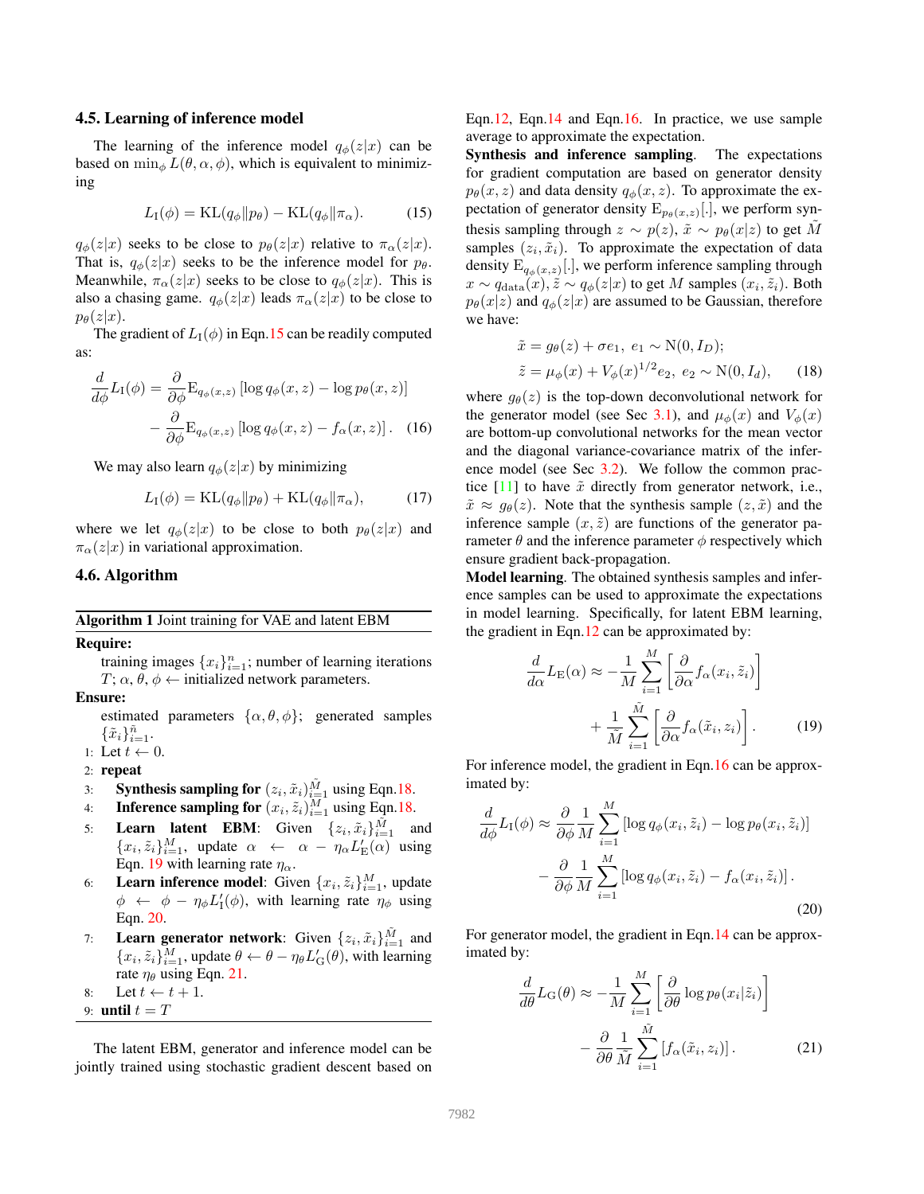### 4.5. Learning of inference model

The learning of the inference model $q_\phi(z|x)$ can be based on $\min_\phi L(\theta, \alpha, \phi)$, which is equivalent to minimizing

$$L_{\mathrm{I}}(\phi) = \mathrm{KL}(q_\phi \| p_\theta) - \mathrm{KL}(q_\phi \| \pi_\alpha). \tag{15}$$

$q_\phi(z|x)$ seeks to be close to $p_\theta(z|x)$ relative to $\pi_\alpha(z|x)$. That is, $q_\phi(z|x)$ seeks to be the inference model for $p_\theta$. Meanwhile, $\pi_\alpha(z|x)$ seeks to be close to $q_\phi(z|x)$. This is also a chasing game. $q_\phi(z|x)$ leads $\pi_\alpha(z|x)$ to be close to $p_\theta(z|x)$.

The gradient of $L_{\mathrm{I}}(\phi)$ in Eqn.15 can be readily computed as:

$$\begin{aligned}\frac{d}{d\phi} L_{\mathrm{I}}(\phi) &= \frac{\partial}{\partial \phi} \mathrm{E}_{q_\phi(x,z)} \left[\log q_\phi(x,z) - \log p_\theta(x,z)\right] \\ &\quad - \frac{\partial}{\partial \phi} \mathrm{E}_{q_\phi(x,z)} \left[\log q_\phi(x,z) - f_\alpha(x,z)\right]. \end{aligned} \tag{16}$$

We may also learn $q_\phi(z|x)$ by minimizing

$$L_{\mathrm{I}}(\phi) = \mathrm{KL}(q_\phi \| p_\theta) + \mathrm{KL}(q_\phi \| \pi_\alpha), \tag{17}$$

where we let $q_\phi(z|x)$ to be close to both $p_\theta(z|x)$ and $\pi_\alpha(z|x)$ in variational approximation.

### 4.6. Algorithm

**Algorithm 1** Joint training for VAE and latent EBM

**Require:**
training images $\{x_i\}_{i=1}^n$; number of learning iterations $T$; $\alpha$, $\theta$, $\phi \leftarrow$ initialized network parameters.

**Ensure:**
estimated parameters $\{\alpha, \theta, \phi\}$; generated samples $\{\tilde{x}_i\}_{i=1}^{\tilde{n}}$.

1. Let $t \leftarrow 0$.
2. **repeat**
3. **Synthesis sampling for** $(z_i, \tilde{x}_i)_{i=1}^{\tilde{M}}$ using Eqn.18.
4. **Inference sampling for** $(x_i, \tilde{z}_i)_{i=1}^{M}$ using Eqn.18.
5. **Learn latent EBM**: Given $\{z_i, \tilde{x}_i\}_{i=1}^{\tilde{M}}$ and $\{x_i, \tilde{z}_i\}_{i=1}^{M}$, update $\alpha \leftarrow \alpha - \eta_\alpha L'_{\mathrm{E}}(\alpha)$ using Eqn. 19 with learning rate $\eta_\alpha$.
6. **Learn inference model**: Given $\{x_i, \tilde{z}_i\}_{i=1}^{M}$, update $\phi \leftarrow \phi - \eta_\phi L'_{\mathrm{I}}(\phi)$, with learning rate $\eta_\phi$ using Eqn. 20.
7. **Learn generator network**: Given $\{z_i, \tilde{x}_i\}_{i=1}^{\tilde{M}}$ and $\{x_i, \tilde{z}_i\}_{i=1}^{M}$, update $\theta \leftarrow \theta - \eta_\theta L'_{\mathrm{G}}(\theta)$, with learning rate $\eta_\theta$ using Eqn. 21.
8. Let $t \leftarrow t+1$.
9. **until** $t = T$

The latent EBM, generator and inference model can be jointly trained using stochastic gradient descent based on Eqn.12, Eqn.14 and Eqn.16. In practice, we use sample average to approximate the expectation.

**Synthesis and inference sampling**. The expectations for gradient computation are based on generator density $p_\theta(x,z)$ and data density $q_\phi(x,z)$. To approximate the expectation of generator density $\mathrm{E}_{p_\theta(x,z)}[.]$, we perform synthesis sampling through $z \sim p(z)$, $\tilde{x} \sim p_\theta(x|z)$ to get $\tilde{M}$ samples $(z_i, \tilde{x}_i)$. To approximate the expectation of data density $\mathrm{E}_{q_\phi(x,z)}[.]$, we perform inference sampling through $x \sim q_{\mathrm{data}}(x)$, $\tilde{z} \sim q_\phi(z|x)$ to get $M$ samples $(x_i, \tilde{z}_i)$. Both $p_\theta(x|z)$ and $q_\phi(z|x)$ are assumed to be Gaussian, therefore we have:

$$\begin{aligned} &\tilde{x} = g_\theta(z) + \sigma e_1,\ e_1 \sim \mathrm{N}(0, I_D); \\ &\tilde{z} = \mu_\phi(x) + V_\phi(x)^{1/2} e_2,\ e_2 \sim \mathrm{N}(0, I_d), \end{aligned} \tag{18}$$

where $g_\theta(z)$ is the top-down deconvolutional network for the generator model (see Sec 3.1), and $\mu_\phi(x)$ and $V_\phi(x)$ are bottom-up convolutional networks for the mean vector and the diagonal variance-covariance matrix of the inference model (see Sec 3.2). We follow the common practice [11] to have $\tilde{x}$ directly from generator network, i.e., $\tilde{x} \approx g_\theta(z)$. Note that the synthesis sample $(z, \tilde{x})$ and the inference sample $(x, \tilde{z})$ are functions of the generator parameter $\theta$ and the inference parameter $\phi$ respectively which ensure gradient back-propagation.

**Model learning**. The obtained synthesis samples and inference samples can be used to approximate the expectations in model learning. Specifically, for latent EBM learning, the gradient in Eqn.12 can be approximated by:

$$\begin{aligned}\frac{d}{d\alpha} L_{\mathrm{E}}(\alpha) &\approx -\frac{1}{M} \sum_{i=1}^{M} \left[\frac{\partial}{\partial \alpha} f_\alpha(x_i, \tilde{z}_i)\right] \\ &\quad + \frac{1}{\tilde{M}} \sum_{i=1}^{\tilde{M}} \left[\frac{\partial}{\partial \alpha} f_\alpha(\tilde{x}_i, z_i)\right]. \end{aligned} \tag{19}$$

For inference model, the gradient in Eqn.16 can be approximated by:

$$\begin{aligned}\frac{d}{d\phi} L_{\mathrm{I}}(\phi) &\approx \frac{\partial}{\partial \phi} \frac{1}{M} \sum_{i=1}^{M} \left[\log q_\phi(x_i, \tilde{z}_i) - \log p_\theta(x_i, \tilde{z}_i)\right] \\ &\quad - \frac{\partial}{\partial \phi} \frac{1}{M} \sum_{i=1}^{M} \left[\log q_\phi(x_i, \tilde{z}_i) - f_\alpha(x_i, \tilde{z}_i)\right]. \end{aligned} \tag{20}$$

For generator model, the gradient in Eqn.14 can be approximated by:

$$\begin{aligned}\frac{d}{d\theta} L_{\mathrm{G}}(\theta) &\approx -\frac{1}{M} \sum_{i=1}^{M} \left[\frac{\partial}{\partial \theta} \log p_\theta(x_i|\tilde{z}_i)\right] \\ &\quad - \frac{\partial}{\partial \theta} \frac{1}{\tilde{M}} \sum_{i=1}^{\tilde{M}} \left[f_\alpha(\tilde{x}_i, z_i)\right]. \end{aligned} \tag{21}$$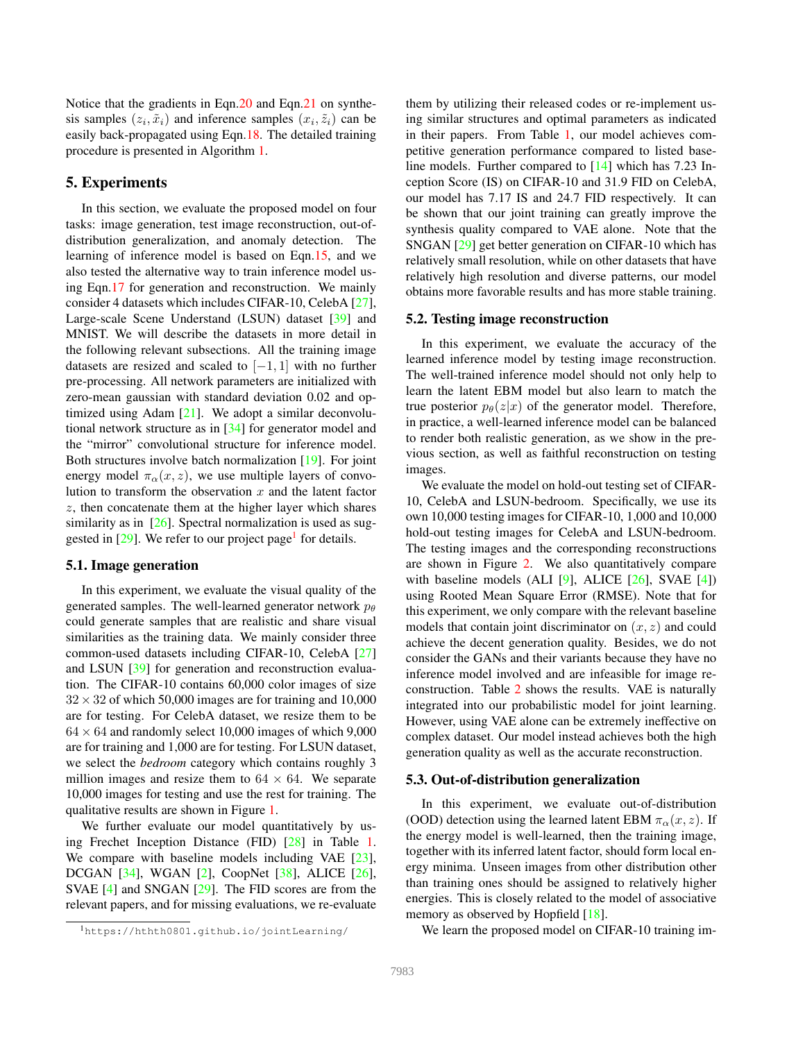Notice that the gradients in Eqn.20 and Eqn.21 on synthesis samples $(z_i, \tilde{x}_i)$ and inference samples $(x_i, \tilde{z}_i)$ can be easily back-propagated using Eqn.18. The detailed training procedure is presented in Algorithm 1.

## 5. Experiments

In this section, we evaluate the proposed model on four tasks: image generation, test image reconstruction, out-of-distribution generalization, and anomaly detection. The learning of inference model is based on Eqn.15, and we also tested the alternative way to train inference model using Eqn.17 for generation and reconstruction. We mainly consider 4 datasets which includes CIFAR-10, CelebA [27], Large-scale Scene Understand (LSUN) dataset [39] and MNIST. We will describe the datasets in more detail in the following relevant subsections. All the training image datasets are resized and scaled to $[-1, 1]$ with no further pre-processing. All network parameters are initialized with zero-mean gaussian with standard deviation 0.02 and optimized using Adam [21]. We adopt a similar deconvolutional network structure as in [34] for generator model and the "mirror" convolutional structure for inference model. Both structures involve batch normalization [19]. For joint energy model $\pi_\alpha(x, z)$, we use multiple layers of convolution to transform the observation $x$ and the latent factor $z$, then concatenate them at the higher layer which shares similarity as in [26]. Spectral normalization is used as suggested in [29]. We refer to our project page[1] for details.

### 5.1. Image generation

In this experiment, we evaluate the visual quality of the generated samples. The well-learned generator network $p_\theta$ could generate samples that are realistic and share visual similarities as the training data. We mainly consider three common-used datasets including CIFAR-10, CelebA [27] and LSUN [39] for generation and reconstruction evaluation. The CIFAR-10 contains 60,000 color images of size $32 \times 32$ of which 50,000 images are for training and 10,000 are for testing. For CelebA dataset, we resize them to be $64 \times 64$ and randomly select 10,000 images of which 9,000 are for training and 1,000 are for testing. For LSUN dataset, we select the *bedroom* category which contains roughly 3 million images and resize them to $64 \times 64$. We separate 10,000 images for testing and use the rest for training. The qualitative results are shown in Figure 1.

We further evaluate our model quantitatively by using Frechet Inception Distance (FID) [28] in Table 1. We compare with baseline models including VAE [23], DCGAN [34], WGAN [2], CoopNet [38], ALICE [26], SVAE [4] and SNGAN [29]. The FID scores are from the relevant papers, and for missing evaluations, we re-evaluate them by utilizing their released codes or re-implement using similar structures and optimal parameters as indicated in their papers. From Table 1, our model achieves competitive generation performance compared to listed baseline models. Further compared to [14] which has 7.23 Inception Score (IS) on CIFAR-10 and 31.9 FID on CelebA, our model has 7.17 IS and 24.7 FID respectively. It can be shown that our joint training can greatly improve the synthesis quality compared to VAE alone. Note that the SNGAN [29] get better generation on CIFAR-10 which has relatively small resolution, while on other datasets that have relatively high resolution and diverse patterns, our model obtains more favorable results and has more stable training.

### 5.2. Testing image reconstruction

In this experiment, we evaluate the accuracy of the learned inference model by testing image reconstruction. The well-trained inference model should not only help to learn the latent EBM model but also learn to match the true posterior $p_\theta(z|x)$ of the generator model. Therefore, in practice, a well-learned inference model can be balanced to render both realistic generation, as we show in the previous section, as well as faithful reconstruction on testing images.

We evaluate the model on hold-out testing set of CIFAR-10, CelebA and LSUN-bedroom. Specifically, we use its own 10,000 testing images for CIFAR-10, 1,000 and 10,000 hold-out testing images for CelebA and LSUN-bedroom. The testing images and the corresponding reconstructions are shown in Figure 2. We also quantitatively compare with baseline models (ALI [9], ALICE [26], SVAE [4]) using Rooted Mean Square Error (RMSE). Note that for this experiment, we only compare with the relevant baseline models that contain joint discriminator on $(x, z)$ and could achieve the decent generation quality. Besides, we do not consider the GANs and their variants because they have no inference model involved and are infeasible for image reconstruction. Table 2 shows the results. VAE is naturally integrated into our probabilistic model for joint learning. However, using VAE alone can be extremely ineffective on complex dataset. Our model instead achieves both the high generation quality as well as the accurate reconstruction.

### 5.3. Out-of-distribution generalization

In this experiment, we evaluate out-of-distribution (OOD) detection using the learned latent EBM $\pi_\alpha(x, z)$. If the energy model is well-learned, then the training image, together with its inferred latent factor, should form local energy minima. Unseen images from other distribution other than training ones should be assigned to relatively higher energies. This is closely related to the model of associative memory as observed by Hopfield [18].

We learn the proposed model on CIFAR-10 training im-

[1] https://hthth0801.github.io/jointLearning/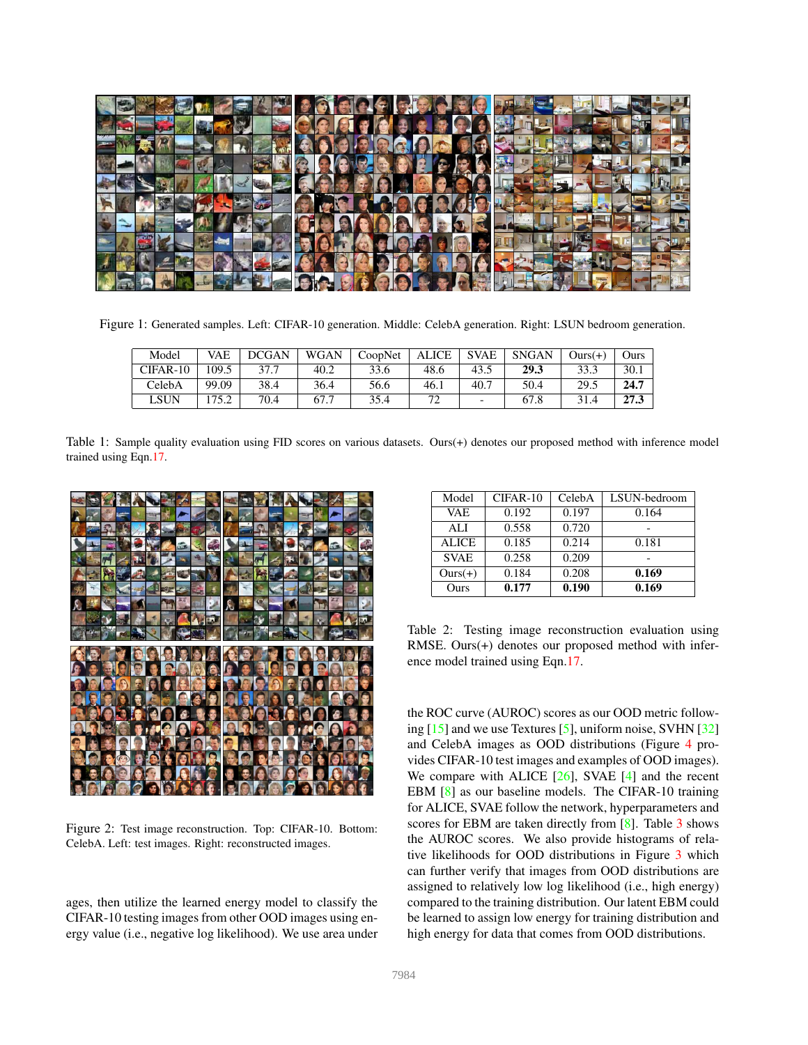Figure 1: Generated samples. Left: CIFAR-10 generation. Middle: CelebA generation. Right: LSUN bedroom generation.

| Model | VAE | DCGAN | WGAN | CoopNet | ALICE | SVAE | SNGAN | Ours(+) | Ours |
|---|---|---|---|---|---|---|---|---|---|
| CIFAR-10 | 109.5 | 37.7 | 40.2 | 33.6 | 48.6 | 43.5 | **29.3** | 33.3 | 30.1 |
| CelebA | 99.09 | 38.4 | 36.4 | 56.6 | 46.1 | 40.7 | 50.4 | 29.5 | **24.7** |
| LSUN | 175.2 | 70.4 | 67.7 | 35.4 | 72 | - | 67.8 | 31.4 | **27.3** |

Table 1: Sample quality evaluation using FID scores on various datasets. Ours(+) denotes our proposed method with inference model trained using Eqn.17.

Figure 2: Test image reconstruction. Top: CIFAR-10. Bottom: CelebA. Left: test images. Right: reconstructed images.

| Model | CIFAR-10 | CelebA | LSUN-bedroom |
|---|---|---|---|
| VAE | 0.192 | 0.197 | 0.164 |
| ALI | 0.558 | 0.720 | - |
| ALICE | 0.185 | 0.214 | 0.181 |
| SVAE | 0.258 | 0.209 | - |
| Ours(+) | 0.184 | 0.208 | **0.169** |
| Ours | **0.177** | **0.190** | **0.169** |

Table 2: Testing image reconstruction evaluation using RMSE. Ours(+) denotes our proposed method with inference model trained using Eqn.17.

ages, then utilize the learned energy model to classify the CIFAR-10 testing images from other OOD images using energy value (i.e., negative log likelihood). We use area under the ROC curve (AUROC) scores as our OOD metric following [15] and we use Textures [5], uniform noise, SVHN [32] and CelebA images as OOD distributions (Figure 4 provides CIFAR-10 test images and examples of OOD images). We compare with ALICE [26], SVAE [4] and the recent EBM [8] as our baseline models. The CIFAR-10 training for ALICE, SVAE follow the network, hyperparameters and scores for EBM are taken directly from [8]. Table 3 shows the AUROC scores. We also provide histograms of relative likelihoods for OOD distributions in Figure 3 which can further verify that images from OOD distributions are assigned to relatively low log likelihood (i.e., high energy) compared to the training distribution. Our latent EBM could be learned to assign low energy for training distribution and high energy for data that comes from OOD distributions.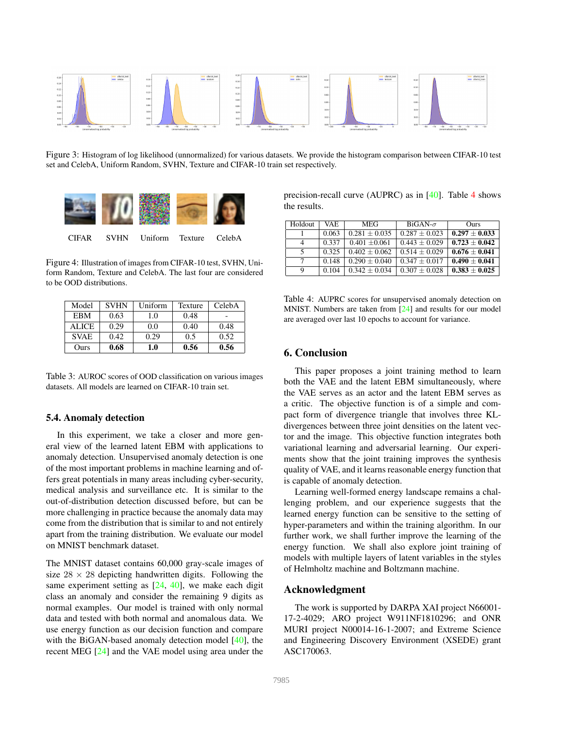Figure 3: Histogram of log likelihood (unnormalized) for various datasets. We provide the histogram comparison between CIFAR-10 test set and CelebA, Uniform Random, SVHN, Texture and CIFAR-10 train set respectively.

CIFAR SVHN Uniform Texture CelebA

Figure 4: Illustration of images from CIFAR-10 test, SVHN, Uniform Random, Texture and CelebA. The last four are considered to be OOD distributions.

| Model | SVHN | Uniform | Texture | CelebA |
|---|---|---|---|---|
| EBM | 0.63 | 1.0 | 0.48 | - |
| ALICE | 0.29 | 0.0 | 0.40 | 0.48 |
| SVAE | 0.42 | 0.29 | 0.5 | 0.52 |
| Ours | **0.68** | **1.0** | **0.56** | **0.56** |

Table 3: AUROC scores of OOD classification on various images datasets. All models are learned on CIFAR-10 train set.

### 5.4. Anomaly detection

In this experiment, we take a closer and more general view of the learned latent EBM with applications to anomaly detection. Unsupervised anomaly detection is one of the most important problems in machine learning and offers great potentials in many areas including cyber-security, medical analysis and surveillance etc. It is similar to the out-of-distribution detection discussed before, but can be more challenging in practice because the anomaly data may come from the distribution that is similar to and not entirely apart from the training distribution. We evaluate our model on MNIST benchmark dataset.

The MNIST dataset contains 60,000 gray-scale images of size $28 \times 28$ depicting handwritten digits. Following the same experiment setting as [24, 40], we make each digit class an anomaly and consider the remaining 9 digits as normal examples. Our model is trained with only normal data and tested with both normal and anomalous data. We use energy function as our decision function and compare with the BiGAN-based anomaly detection model [40], the recent MEG [24] and the VAE model using area under the precision-recall curve (AUPRC) as in [40]. Table 4 shows the results.

| Holdout | VAE | MEG | BiGAN-$\sigma$ | Ours |
|---|---|---|---|---|
| 1 | 0.063 | 0.281 $\pm$ 0.035 | 0.287 $\pm$ 0.023 | **0.297 $\pm$ 0.033** |
| 4 | 0.337 | 0.401 $\pm$0.061 | 0.443 $\pm$ 0.029 | **0.723 $\pm$ 0.042** |
| 5 | 0.325 | 0.402 $\pm$ 0.062 | 0.514 $\pm$ 0.029 | **0.676 $\pm$ 0.041** |
| 7 | 0.148 | 0.290 $\pm$ 0.040 | 0.347 $\pm$ 0.017 | **0.490 $\pm$ 0.041** |
| 9 | 0.104 | 0.342 $\pm$ 0.034 | 0.307 $\pm$ 0.028 | **0.383 $\pm$ 0.025** |

Table 4: AUPRC scores for unsupervised anomaly detection on MNIST. Numbers are taken from [24] and results for our model are averaged over last 10 epochs to account for variance.

## 6. Conclusion

This paper proposes a joint training method to learn both the VAE and the latent EBM simultaneously, where the VAE serves as an actor and the latent EBM serves as a critic. The objective function is of a simple and compact form of divergence triangle that involves three KL-divergences between three joint densities on the latent vector and the image. This objective function integrates both variational learning and adversarial learning. Our experiments show that the joint training improves the synthesis quality of VAE, and it learns reasonable energy function that is capable of anomaly detection.

Learning well-formed energy landscape remains a challenging problem, and our experience suggests that the learned energy function can be sensitive to the setting of hyper-parameters and within the training algorithm. In our further work, we shall further improve the learning of the energy function. We shall also explore joint training of models with multiple layers of latent variables in the styles of Helmholtz machine and Boltzmann machine.

## Acknowledgment

The work is supported by DARPA XAI project N66001-17-2-4029; ARO project W911NF1810296; and ONR MURI project N00014-16-1-2007; and Extreme Science and Engineering Discovery Environment (XSEDE) grant ASC170063.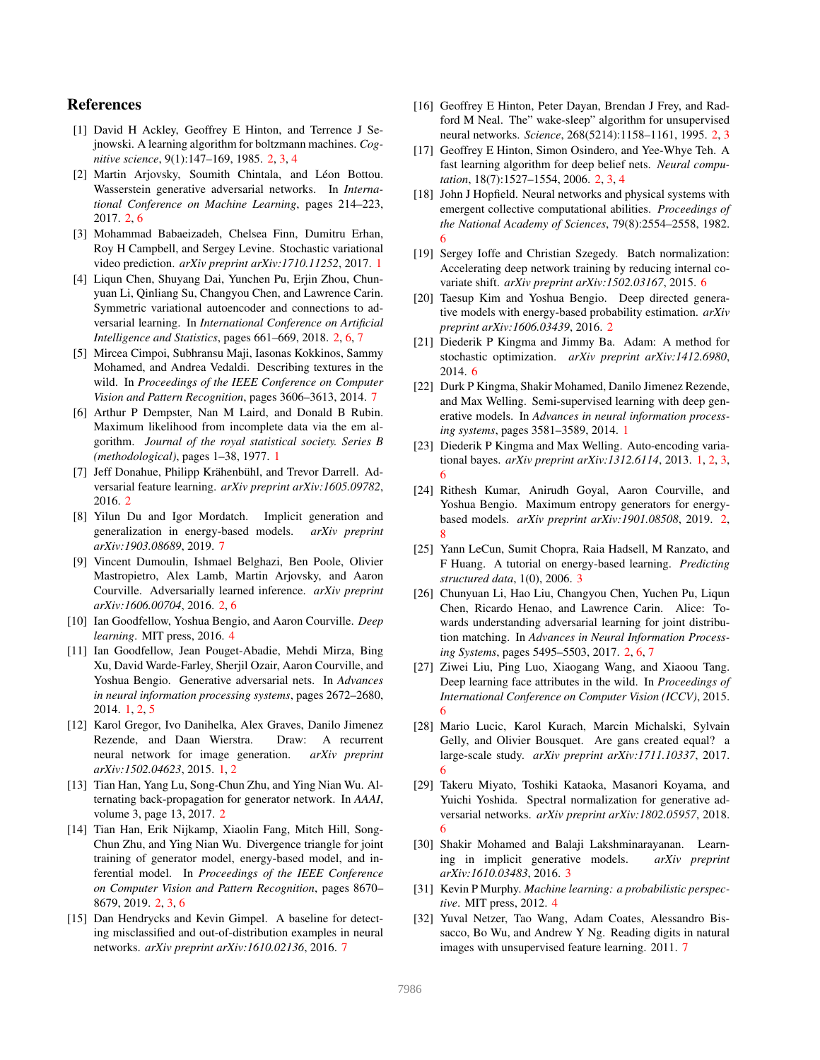## References

[1] David H Ackley, Geoffrey E Hinton, and Terrence J Sejnowski. A learning algorithm for boltzmann machines. *Cognitive science*, 9(1):147–169, 1985. 2, 3, 4

[2] Martin Arjovsky, Soumith Chintala, and Léon Bottou. Wasserstein generative adversarial networks. In *International Conference on Machine Learning*, pages 214–223, 2017. 2, 6

[3] Mohammad Babaeizadeh, Chelsea Finn, Dumitru Erhan, Roy H Campbell, and Sergey Levine. Stochastic variational video prediction. *arXiv preprint arXiv:1710.11252*, 2017. 1

[4] Liqun Chen, Shuyang Dai, Yunchen Pu, Erjin Zhou, Chunyuan Li, Qinliang Su, Changyou Chen, and Lawrence Carin. Symmetric variational autoencoder and connections to adversarial learning. In *International Conference on Artificial Intelligence and Statistics*, pages 661–669, 2018. 2, 6, 7

[5] Mircea Cimpoi, Subhransu Maji, Iasonas Kokkinos, Sammy Mohamed, and Andrea Vedaldi. Describing textures in the wild. In *Proceedings of the IEEE Conference on Computer Vision and Pattern Recognition*, pages 3606–3613, 2014. 7

[6] Arthur P Dempster, Nan M Laird, and Donald B Rubin. Maximum likelihood from incomplete data via the em algorithm. *Journal of the royal statistical society. Series B (methodological)*, pages 1–38, 1977. 1

[7] Jeff Donahue, Philipp Krähenbühl, and Trevor Darrell. Adversarial feature learning. *arXiv preprint arXiv:1605.09782*, 2016. 2

[8] Yilun Du and Igor Mordatch. Implicit generation and generalization in energy-based models. *arXiv preprint arXiv:1903.08689*, 2019. 7

[9] Vincent Dumoulin, Ishmael Belghazi, Ben Poole, Olivier Mastropietro, Alex Lamb, Martin Arjovsky, and Aaron Courville. Adversarially learned inference. *arXiv preprint arXiv:1606.00704*, 2016. 2, 6

[10] Ian Goodfellow, Yoshua Bengio, and Aaron Courville. *Deep learning*. MIT press, 2016. 4

[11] Ian Goodfellow, Jean Pouget-Abadie, Mehdi Mirza, Bing Xu, David Warde-Farley, Sherjil Ozair, Aaron Courville, and Yoshua Bengio. Generative adversarial nets. In *Advances in neural information processing systems*, pages 2672–2680, 2014. 1, 2, 5

[12] Karol Gregor, Ivo Danihelka, Alex Graves, Danilo Jimenez Rezende, and Daan Wierstra. Draw: A recurrent neural network for image generation. *arXiv preprint arXiv:1502.04623*, 2015. 1, 2

[13] Tian Han, Yang Lu, Song-Chun Zhu, and Ying Nian Wu. Alternating back-propagation for generator network. In *AAAI*, volume 3, page 13, 2017. 2

[14] Tian Han, Erik Nijkamp, Xiaolin Fang, Mitch Hill, Song-Chun Zhu, and Ying Nian Wu. Divergence triangle for joint training of generator model, energy-based model, and inferential model. In *Proceedings of the IEEE Conference on Computer Vision and Pattern Recognition*, pages 8670–8679, 2019. 2, 3, 6

[15] Dan Hendrycks and Kevin Gimpel. A baseline for detecting misclassified and out-of-distribution examples in neural networks. *arXiv preprint arXiv:1610.02136*, 2016. 7

[16] Geoffrey E Hinton, Peter Dayan, Brendan J Frey, and Radford M Neal. The" wake-sleep" algorithm for unsupervised neural networks. *Science*, 268(5214):1158–1161, 1995. 2, 3

[17] Geoffrey E Hinton, Simon Osindero, and Yee-Whye Teh. A fast learning algorithm for deep belief nets. *Neural computation*, 18(7):1527–1554, 2006. 2, 3, 4

[18] John J Hopfield. Neural networks and physical systems with emergent collective computational abilities. *Proceedings of the National Academy of Sciences*, 79(8):2554–2558, 1982. 6

[19] Sergey Ioffe and Christian Szegedy. Batch normalization: Accelerating deep network training by reducing internal covariate shift. *arXiv preprint arXiv:1502.03167*, 2015. 6

[20] Taesup Kim and Yoshua Bengio. Deep directed generative models with energy-based probability estimation. *arXiv preprint arXiv:1606.03439*, 2016. 2

[21] Diederik P Kingma and Jimmy Ba. Adam: A method for stochastic optimization. *arXiv preprint arXiv:1412.6980*, 2014. 6

[22] Durk P Kingma, Shakir Mohamed, Danilo Jimenez Rezende, and Max Welling. Semi-supervised learning with deep generative models. In *Advances in neural information processing systems*, pages 3581–3589, 2014. 1

[23] Diederik P Kingma and Max Welling. Auto-encoding variational bayes. *arXiv preprint arXiv:1312.6114*, 2013. 1, 2, 3, 6

[24] Rithesh Kumar, Anirudh Goyal, Aaron Courville, and Yoshua Bengio. Maximum entropy generators for energy-based models. *arXiv preprint arXiv:1901.08508*, 2019. 2, 8

[25] Yann LeCun, Sumit Chopra, Raia Hadsell, M Ranzato, and F Huang. A tutorial on energy-based learning. *Predicting structured data*, 1(0), 2006. 3

[26] Chunyuan Li, Hao Liu, Changyou Chen, Yuchen Pu, Liqun Chen, Ricardo Henao, and Lawrence Carin. Alice: Towards understanding adversarial learning for joint distribution matching. In *Advances in Neural Information Processing Systems*, pages 5495–5503, 2017. 2, 6, 7

[27] Ziwei Liu, Ping Luo, Xiaogang Wang, and Xiaoou Tang. Deep learning face attributes in the wild. In *Proceedings of International Conference on Computer Vision (ICCV)*, 2015. 6

[28] Mario Lucic, Karol Kurach, Marcin Michalski, Sylvain Gelly, and Olivier Bousquet. Are gans created equal? a large-scale study. *arXiv preprint arXiv:1711.10337*, 2017. 6

[29] Takeru Miyato, Toshiki Kataoka, Masanori Koyama, and Yuichi Yoshida. Spectral normalization for generative adversarial networks. *arXiv preprint arXiv:1802.05957*, 2018. 6

[30] Shakir Mohamed and Balaji Lakshminarayanan. Learning in implicit generative models. *arXiv preprint arXiv:1610.03483*, 2016. 3

[31] Kevin P Murphy. *Machine learning: a probabilistic perspective*. MIT press, 2012. 4

[32] Yuval Netzer, Tao Wang, Adam Coates, Alessandro Bissacco, Bo Wu, and Andrew Y Ng. Reading digits in natural images with unsupervised feature learning. 2011. 7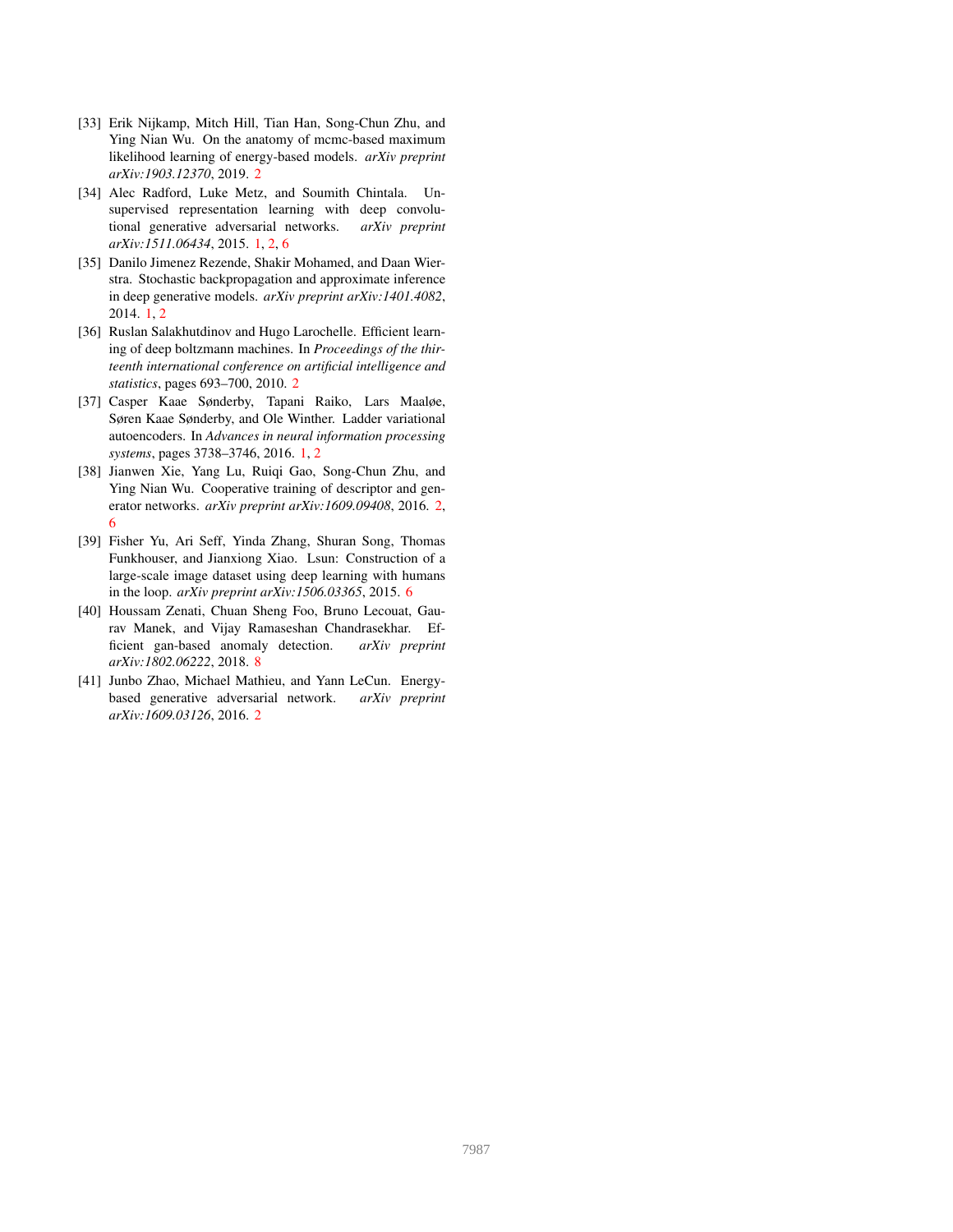[33] Erik Nijkamp, Mitch Hill, Tian Han, Song-Chun Zhu, and Ying Nian Wu. On the anatomy of mcmc-based maximum likelihood learning of energy-based models. *arXiv preprint arXiv:1903.12370*, 2019. 2

[34] Alec Radford, Luke Metz, and Soumith Chintala. Unsupervised representation learning with deep convolutional generative adversarial networks. *arXiv preprint arXiv:1511.06434*, 2015. 1, 2, 6

[35] Danilo Jimenez Rezende, Shakir Mohamed, and Daan Wierstra. Stochastic backpropagation and approximate inference in deep generative models. *arXiv preprint arXiv:1401.4082*, 2014. 1, 2

[36] Ruslan Salakhutdinov and Hugo Larochelle. Efficient learning of deep boltzmann machines. In *Proceedings of the thirteenth international conference on artificial intelligence and statistics*, pages 693–700, 2010. 2

[37] Casper Kaae Sønderby, Tapani Raiko, Lars Maaløe, Søren Kaae Sønderby, and Ole Winther. Ladder variational autoencoders. In *Advances in neural information processing systems*, pages 3738–3746, 2016. 1, 2

[38] Jianwen Xie, Yang Lu, Ruiqi Gao, Song-Chun Zhu, and Ying Nian Wu. Cooperative training of descriptor and generator networks. *arXiv preprint arXiv:1609.09408*, 2016. 2, 6

[39] Fisher Yu, Ari Seff, Yinda Zhang, Shuran Song, Thomas Funkhouser, and Jianxiong Xiao. Lsun: Construction of a large-scale image dataset using deep learning with humans in the loop. *arXiv preprint arXiv:1506.03365*, 2015. 6

[40] Houssam Zenati, Chuan Sheng Foo, Bruno Lecouat, Gaurav Manek, and Vijay Ramaseshan Chandrasekhar. Efficient gan-based anomaly detection. *arXiv preprint arXiv:1802.06222*, 2018. 8

[41] Junbo Zhao, Michael Mathieu, and Yann LeCun. Energy-based generative adversarial network. *arXiv preprint arXiv:1609.03126*, 2016. 2